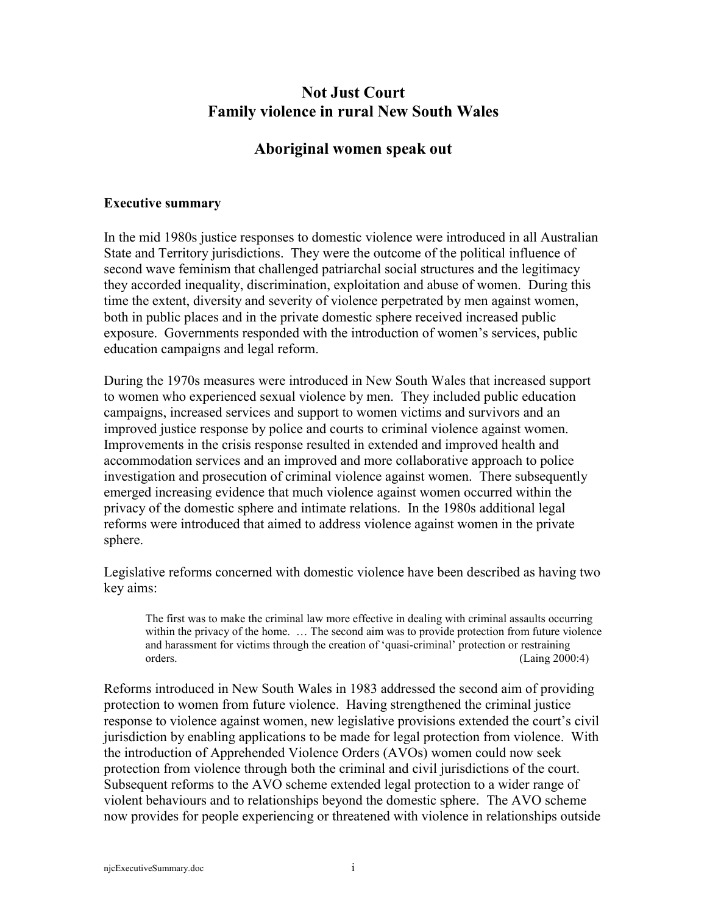# Not Just Court
# Family violence in rural New South Wales

## Aboriginal women speak out

### Executive summary

In the mid 1980s justice responses to domestic violence were introduced in all Australian State and Territory jurisdictions. They were the outcome of the political influence of second wave feminism that challenged patriarchal social structures and the legitimacy they accorded inequality, discrimination, exploitation and abuse of women. During this time the extent, diversity and severity of violence perpetrated by men against women, both in public places and in the private domestic sphere received increased public exposure. Governments responded with the introduction of women's services, public education campaigns and legal reform.

During the 1970s measures were introduced in New South Wales that increased support to women who experienced sexual violence by men. They included public education campaigns, increased services and support to women victims and survivors and an improved justice response by police and courts to criminal violence against women. Improvements in the crisis response resulted in extended and improved health and accommodation services and an improved and more collaborative approach to police investigation and prosecution of criminal violence against women. There subsequently emerged increasing evidence that much violence against women occurred within the privacy of the domestic sphere and intimate relations. In the 1980s additional legal reforms were introduced that aimed to address violence against women in the private sphere.

Legislative reforms concerned with domestic violence have been described as having two key aims:

> The first was to make the criminal law more effective in dealing with criminal assaults occurring within the privacy of the home. … The second aim was to provide protection from future violence and harassment for victims through the creation of 'quasi-criminal' protection or restraining orders. (Laing 2000:4)

Reforms introduced in New South Wales in 1983 addressed the second aim of providing protection to women from future violence. Having strengthened the criminal justice response to violence against women, new legislative provisions extended the court's civil jurisdiction by enabling applications to be made for legal protection from violence. With the introduction of Apprehended Violence Orders (AVOs) women could now seek protection from violence through both the criminal and civil jurisdictions of the court. Subsequent reforms to the AVO scheme extended legal protection to a wider range of violent behaviours and to relationships beyond the domestic sphere. The AVO scheme now provides for people experiencing or threatened with violence in relationships outside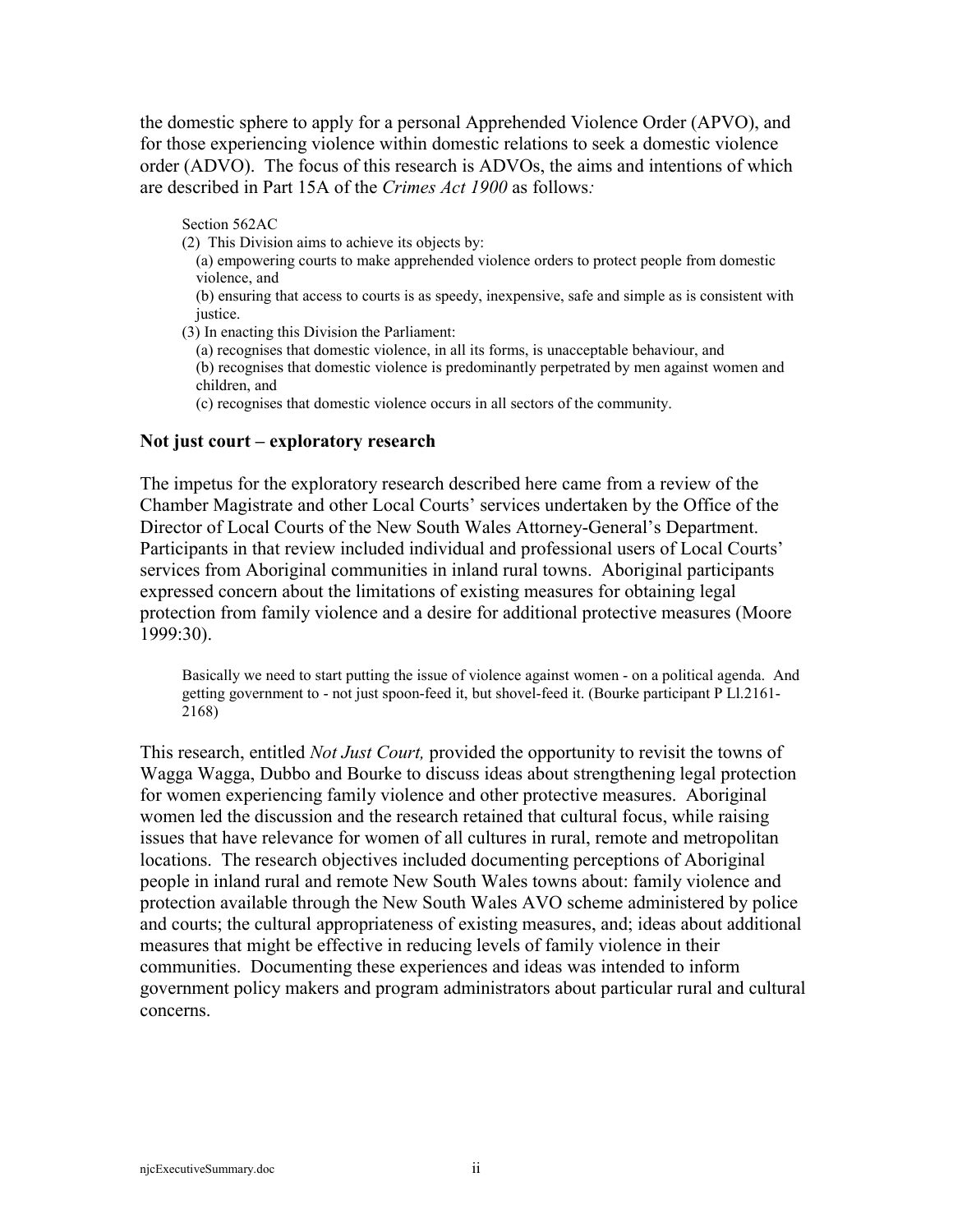the domestic sphere to apply for a personal Apprehended Violence Order (APVO), and for those experiencing violence within domestic relations to seek a domestic violence order (ADVO). The focus of this research is ADVOs, the aims and intentions of which are described in Part 15A of the *Crimes Act 1900* as follows*:*

> Section 562AC
>
> (2) This Division aims to achieve its objects by:
>
> (a) empowering courts to make apprehended violence orders to protect people from domestic violence, and
>
> (b) ensuring that access to courts is as speedy, inexpensive, safe and simple as is consistent with justice.
>
> (3) In enacting this Division the Parliament:
>
> (a) recognises that domestic violence, in all its forms, is unacceptable behaviour, and
>
> (b) recognises that domestic violence is predominantly perpetrated by men against women and children, and
>
> (c) recognises that domestic violence occurs in all sectors of the community.

**Not just court – exploratory research**

The impetus for the exploratory research described here came from a review of the Chamber Magistrate and other Local Courts' services undertaken by the Office of the Director of Local Courts of the New South Wales Attorney-General's Department. Participants in that review included individual and professional users of Local Courts' services from Aboriginal communities in inland rural towns. Aboriginal participants expressed concern about the limitations of existing measures for obtaining legal protection from family violence and a desire for additional protective measures (Moore 1999:30).

> Basically we need to start putting the issue of violence against women - on a political agenda. And getting government to - not just spoon-feed it, but shovel-feed it. (Bourke participant P Ll.2161-2168)

This research, entitled *Not Just Court,* provided the opportunity to revisit the towns of Wagga Wagga, Dubbo and Bourke to discuss ideas about strengthening legal protection for women experiencing family violence and other protective measures. Aboriginal women led the discussion and the research retained that cultural focus, while raising issues that have relevance for women of all cultures in rural, remote and metropolitan locations. The research objectives included documenting perceptions of Aboriginal people in inland rural and remote New South Wales towns about: family violence and protection available through the New South Wales AVO scheme administered by police and courts; the cultural appropriateness of existing measures, and; ideas about additional measures that might be effective in reducing levels of family violence in their communities. Documenting these experiences and ideas was intended to inform government policy makers and program administrators about particular rural and cultural concerns.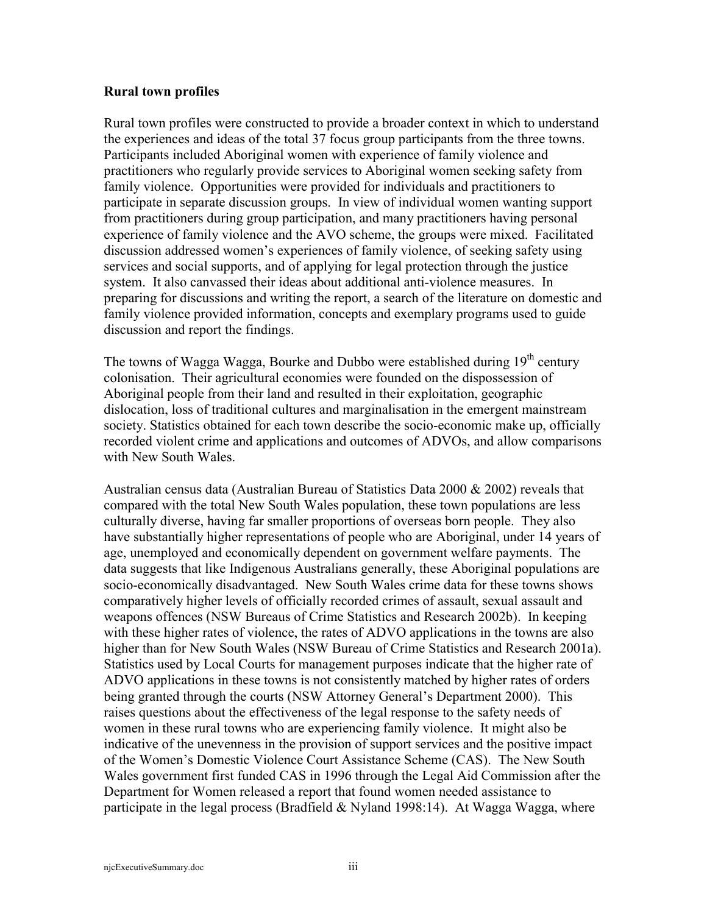**Rural town profiles**

Rural town profiles were constructed to provide a broader context in which to understand the experiences and ideas of the total 37 focus group participants from the three towns. Participants included Aboriginal women with experience of family violence and practitioners who regularly provide services to Aboriginal women seeking safety from family violence. Opportunities were provided for individuals and practitioners to participate in separate discussion groups. In view of individual women wanting support from practitioners during group participation, and many practitioners having personal experience of family violence and the AVO scheme, the groups were mixed. Facilitated discussion addressed women's experiences of family violence, of seeking safety using services and social supports, and of applying for legal protection through the justice system. It also canvassed their ideas about additional anti-violence measures. In preparing for discussions and writing the report, a search of the literature on domestic and family violence provided information, concepts and exemplary programs used to guide discussion and report the findings.

The towns of Wagga Wagga, Bourke and Dubbo were established during 19th century colonisation. Their agricultural economies were founded on the dispossession of Aboriginal people from their land and resulted in their exploitation, geographic dislocation, loss of traditional cultures and marginalisation in the emergent mainstream society. Statistics obtained for each town describe the socio-economic make up, officially recorded violent crime and applications and outcomes of ADVOs, and allow comparisons with New South Wales.

Australian census data (Australian Bureau of Statistics Data 2000 & 2002) reveals that compared with the total New South Wales population, these town populations are less culturally diverse, having far smaller proportions of overseas born people. They also have substantially higher representations of people who are Aboriginal, under 14 years of age, unemployed and economically dependent on government welfare payments. The data suggests that like Indigenous Australians generally, these Aboriginal populations are socio-economically disadvantaged. New South Wales crime data for these towns shows comparatively higher levels of officially recorded crimes of assault, sexual assault and weapons offences (NSW Bureaus of Crime Statistics and Research 2002b). In keeping with these higher rates of violence, the rates of ADVO applications in the towns are also higher than for New South Wales (NSW Bureau of Crime Statistics and Research 2001a). Statistics used by Local Courts for management purposes indicate that the higher rate of ADVO applications in these towns is not consistently matched by higher rates of orders being granted through the courts (NSW Attorney General's Department 2000). This raises questions about the effectiveness of the legal response to the safety needs of women in these rural towns who are experiencing family violence. It might also be indicative of the unevenness in the provision of support services and the positive impact of the Women's Domestic Violence Court Assistance Scheme (CAS). The New South Wales government first funded CAS in 1996 through the Legal Aid Commission after the Department for Women released a report that found women needed assistance to participate in the legal process (Bradfield & Nyland 1998:14). At Wagga Wagga, where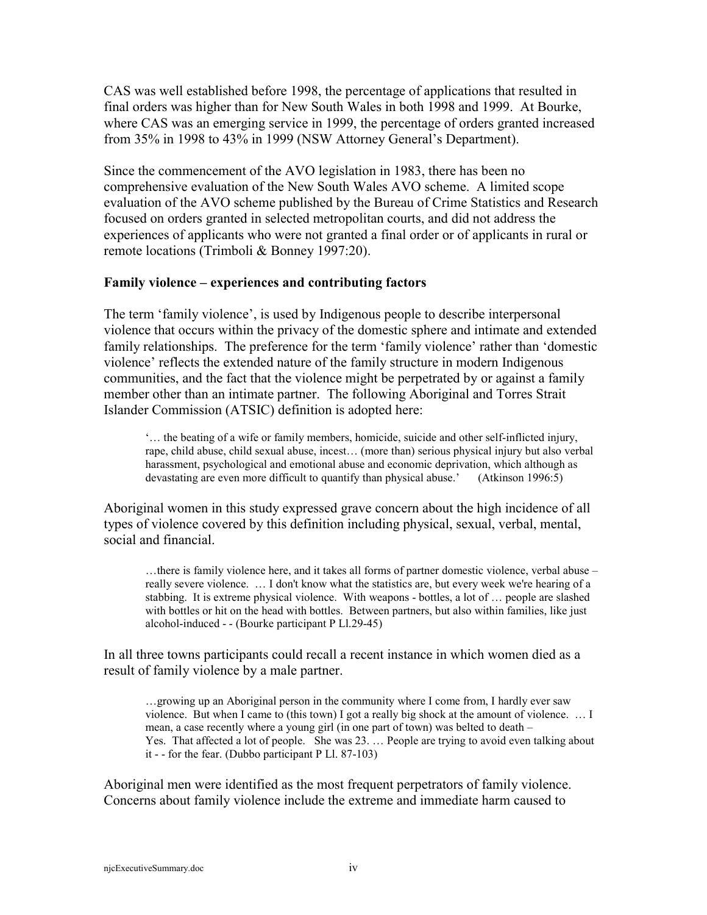CAS was well established before 1998, the percentage of applications that resulted in final orders was higher than for New South Wales in both 1998 and 1999. At Bourke, where CAS was an emerging service in 1999, the percentage of orders granted increased from 35% in 1998 to 43% in 1999 (NSW Attorney General's Department).

Since the commencement of the AVO legislation in 1983, there has been no comprehensive evaluation of the New South Wales AVO scheme. A limited scope evaluation of the AVO scheme published by the Bureau of Crime Statistics and Research focused on orders granted in selected metropolitan courts, and did not address the experiences of applicants who were not granted a final order or of applicants in rural or remote locations (Trimboli & Bonney 1997:20).

**Family violence – experiences and contributing factors**

The term 'family violence', is used by Indigenous people to describe interpersonal violence that occurs within the privacy of the domestic sphere and intimate and extended family relationships. The preference for the term 'family violence' rather than 'domestic violence' reflects the extended nature of the family structure in modern Indigenous communities, and the fact that the violence might be perpetrated by or against a family member other than an intimate partner. The following Aboriginal and Torres Strait Islander Commission (ATSIC) definition is adopted here:

> '… the beating of a wife or family members, homicide, suicide and other self-inflicted injury, rape, child abuse, child sexual abuse, incest… (more than) serious physical injury but also verbal harassment, psychological and emotional abuse and economic deprivation, which although as devastating are even more difficult to quantify than physical abuse.' (Atkinson 1996:5)

Aboriginal women in this study expressed grave concern about the high incidence of all types of violence covered by this definition including physical, sexual, verbal, mental, social and financial.

> …there is family violence here, and it takes all forms of partner domestic violence, verbal abuse – really severe violence. … I don't know what the statistics are, but every week we're hearing of a stabbing. It is extreme physical violence. With weapons - bottles, a lot of … people are slashed with bottles or hit on the head with bottles. Between partners, but also within families, like just alcohol-induced - - (Bourke participant P Ll.29-45)

In all three towns participants could recall a recent instance in which women died as a result of family violence by a male partner.

> …growing up an Aboriginal person in the community where I come from, I hardly ever saw violence. But when I came to (this town) I got a really big shock at the amount of violence. … I mean, a case recently where a young girl (in one part of town) was belted to death – Yes. That affected a lot of people. She was 23. … People are trying to avoid even talking about it - - for the fear. (Dubbo participant P Ll. 87-103)

Aboriginal men were identified as the most frequent perpetrators of family violence. Concerns about family violence include the extreme and immediate harm caused to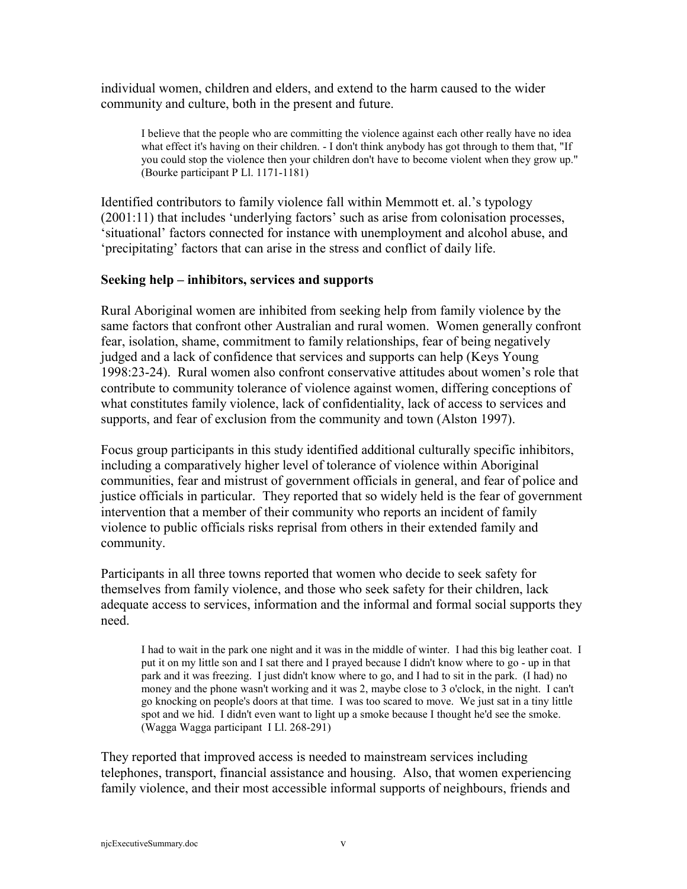individual women, children and elders, and extend to the harm caused to the wider community and culture, both in the present and future.

> I believe that the people who are committing the violence against each other really have no idea what effect it's having on their children. - I don't think anybody has got through to them that, "If you could stop the violence then your children don't have to become violent when they grow up." (Bourke participant P Ll. 1171-1181)

Identified contributors to family violence fall within Memmott et. al.'s typology (2001:11) that includes 'underlying factors' such as arise from colonisation processes, 'situational' factors connected for instance with unemployment and alcohol abuse, and 'precipitating' factors that can arise in the stress and conflict of daily life.

**Seeking help – inhibitors, services and supports**

Rural Aboriginal women are inhibited from seeking help from family violence by the same factors that confront other Australian and rural women. Women generally confront fear, isolation, shame, commitment to family relationships, fear of being negatively judged and a lack of confidence that services and supports can help (Keys Young 1998:23-24). Rural women also confront conservative attitudes about women's role that contribute to community tolerance of violence against women, differing conceptions of what constitutes family violence, lack of confidentiality, lack of access to services and supports, and fear of exclusion from the community and town (Alston 1997).

Focus group participants in this study identified additional culturally specific inhibitors, including a comparatively higher level of tolerance of violence within Aboriginal communities, fear and mistrust of government officials in general, and fear of police and justice officials in particular. They reported that so widely held is the fear of government intervention that a member of their community who reports an incident of family violence to public officials risks reprisal from others in their extended family and community.

Participants in all three towns reported that women who decide to seek safety for themselves from family violence, and those who seek safety for their children, lack adequate access to services, information and the informal and formal social supports they need.

> I had to wait in the park one night and it was in the middle of winter. I had this big leather coat. I put it on my little son and I sat there and I prayed because I didn't know where to go - up in that park and it was freezing. I just didn't know where to go, and I had to sit in the park. (I had) no money and the phone wasn't working and it was 2, maybe close to 3 o'clock, in the night. I can't go knocking on people's doors at that time. I was too scared to move. We just sat in a tiny little spot and we hid. I didn't even want to light up a smoke because I thought he'd see the smoke. (Wagga Wagga participant I Ll. 268-291)

They reported that improved access is needed to mainstream services including telephones, transport, financial assistance and housing. Also, that women experiencing family violence, and their most accessible informal supports of neighbours, friends and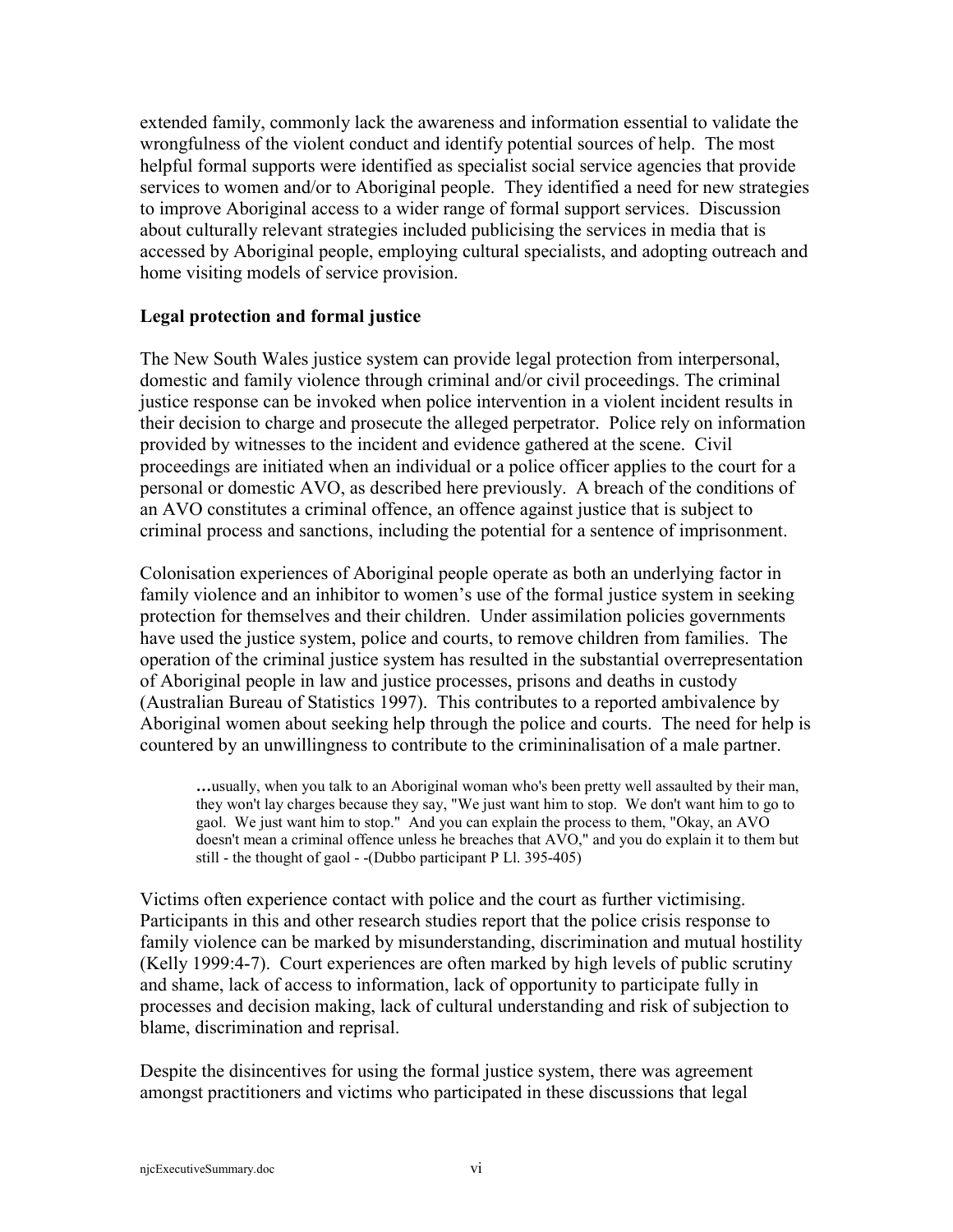extended family, commonly lack the awareness and information essential to validate the wrongfulness of the violent conduct and identify potential sources of help. The most helpful formal supports were identified as specialist social service agencies that provide services to women and/or to Aboriginal people. They identified a need for new strategies to improve Aboriginal access to a wider range of formal support services. Discussion about culturally relevant strategies included publicising the services in media that is accessed by Aboriginal people, employing cultural specialists, and adopting outreach and home visiting models of service provision.

**Legal protection and formal justice**

The New South Wales justice system can provide legal protection from interpersonal, domestic and family violence through criminal and/or civil proceedings. The criminal justice response can be invoked when police intervention in a violent incident results in their decision to charge and prosecute the alleged perpetrator. Police rely on information provided by witnesses to the incident and evidence gathered at the scene. Civil proceedings are initiated when an individual or a police officer applies to the court for a personal or domestic AVO, as described here previously. A breach of the conditions of an AVO constitutes a criminal offence, an offence against justice that is subject to criminal process and sanctions, including the potential for a sentence of imprisonment.

Colonisation experiences of Aboriginal people operate as both an underlying factor in family violence and an inhibitor to women's use of the formal justice system in seeking protection for themselves and their children. Under assimilation policies governments have used the justice system, police and courts, to remove children from families. The operation of the criminal justice system has resulted in the substantial overrepresentation of Aboriginal people in law and justice processes, prisons and deaths in custody (Australian Bureau of Statistics 1997). This contributes to a reported ambivalence by Aboriginal women about seeking help through the police and courts. The need for help is countered by an unwillingness to contribute to the crimininalisation of a male partner.

> …usually, when you talk to an Aboriginal woman who's been pretty well assaulted by their man, they won't lay charges because they say, "We just want him to stop. We don't want him to go to gaol. We just want him to stop." And you can explain the process to them, "Okay, an AVO doesn't mean a criminal offence unless he breaches that AVO," and you do explain it to them but still - the thought of gaol - -(Dubbo participant P Ll. 395-405)

Victims often experience contact with police and the court as further victimising. Participants in this and other research studies report that the police crisis response to family violence can be marked by misunderstanding, discrimination and mutual hostility (Kelly 1999:4-7). Court experiences are often marked by high levels of public scrutiny and shame, lack of access to information, lack of opportunity to participate fully in processes and decision making, lack of cultural understanding and risk of subjection to blame, discrimination and reprisal.

Despite the disincentives for using the formal justice system, there was agreement amongst practitioners and victims who participated in these discussions that legal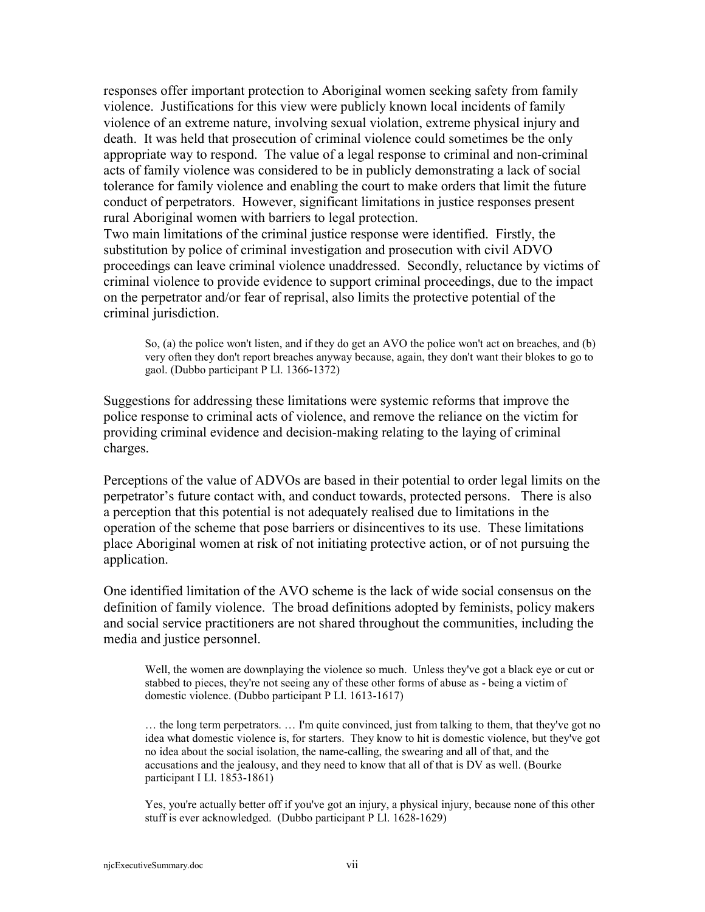responses offer important protection to Aboriginal women seeking safety from family violence. Justifications for this view were publicly known local incidents of family violence of an extreme nature, involving sexual violation, extreme physical injury and death. It was held that prosecution of criminal violence could sometimes be the only appropriate way to respond. The value of a legal response to criminal and non-criminal acts of family violence was considered to be in publicly demonstrating a lack of social tolerance for family violence and enabling the court to make orders that limit the future conduct of perpetrators. However, significant limitations in justice responses present rural Aboriginal women with barriers to legal protection.

Two main limitations of the criminal justice response were identified. Firstly, the substitution by police of criminal investigation and prosecution with civil ADVO proceedings can leave criminal violence unaddressed. Secondly, reluctance by victims of criminal violence to provide evidence to support criminal proceedings, due to the impact on the perpetrator and/or fear of reprisal, also limits the protective potential of the criminal jurisdiction.

> So, (a) the police won't listen, and if they do get an AVO the police won't act on breaches, and (b) very often they don't report breaches anyway because, again, they don't want their blokes to go to gaol. (Dubbo participant P Ll. 1366-1372)

Suggestions for addressing these limitations were systemic reforms that improve the police response to criminal acts of violence, and remove the reliance on the victim for providing criminal evidence and decision-making relating to the laying of criminal charges.

Perceptions of the value of ADVOs are based in their potential to order legal limits on the perpetrator's future contact with, and conduct towards, protected persons. There is also a perception that this potential is not adequately realised due to limitations in the operation of the scheme that pose barriers or disincentives to its use. These limitations place Aboriginal women at risk of not initiating protective action, or of not pursuing the application.

One identified limitation of the AVO scheme is the lack of wide social consensus on the definition of family violence. The broad definitions adopted by feminists, policy makers and social service practitioners are not shared throughout the communities, including the media and justice personnel.

> Well, the women are downplaying the violence so much. Unless they've got a black eye or cut or stabbed to pieces, they're not seeing any of these other forms of abuse as - being a victim of domestic violence. (Dubbo participant P Ll. 1613-1617)

> … the long term perpetrators. … I'm quite convinced, just from talking to them, that they've got no idea what domestic violence is, for starters. They know to hit is domestic violence, but they've got no idea about the social isolation, the name-calling, the swearing and all of that, and the accusations and the jealousy, and they need to know that all of that is DV as well. (Bourke participant I Ll. 1853-1861)

> Yes, you're actually better off if you've got an injury, a physical injury, because none of this other stuff is ever acknowledged. (Dubbo participant P Ll. 1628-1629)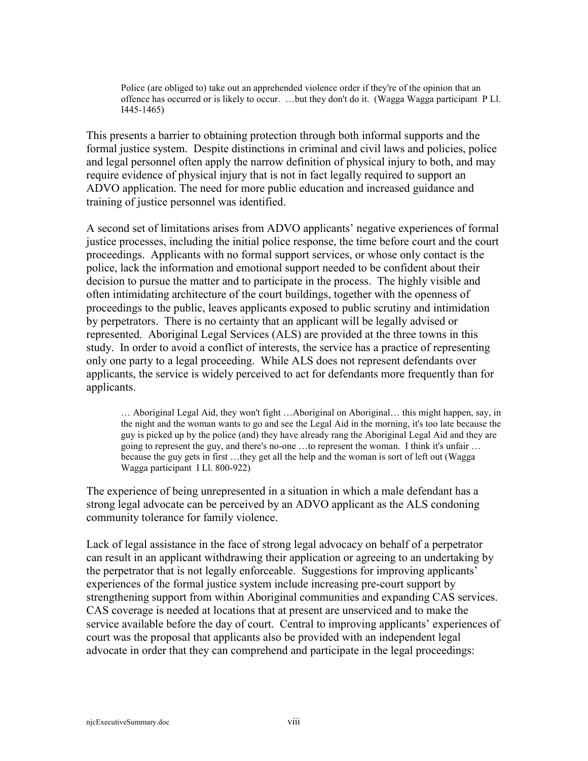> Police (are obliged to) take out an apprehended violence order if they're of the opinion that an offence has occurred or is likely to occur. …but they don't do it. (Wagga Wagga participant P Ll. I445-1465)

This presents a barrier to obtaining protection through both informal supports and the formal justice system. Despite distinctions in criminal and civil laws and policies, police and legal personnel often apply the narrow definition of physical injury to both, and may require evidence of physical injury that is not in fact legally required to support an ADVO application. The need for more public education and increased guidance and training of justice personnel was identified.

A second set of limitations arises from ADVO applicants' negative experiences of formal justice processes, including the initial police response, the time before court and the court proceedings. Applicants with no formal support services, or whose only contact is the police, lack the information and emotional support needed to be confident about their decision to pursue the matter and to participate in the process. The highly visible and often intimidating architecture of the court buildings, together with the openness of proceedings to the public, leaves applicants exposed to public scrutiny and intimidation by perpetrators. There is no certainty that an applicant will be legally advised or represented. Aboriginal Legal Services (ALS) are provided at the three towns in this study. In order to avoid a conflict of interests, the service has a practice of representing only one party to a legal proceeding. While ALS does not represent defendants over applicants, the service is widely perceived to act for defendants more frequently than for applicants.

> … Aboriginal Legal Aid, they won't fight …Aboriginal on Aboriginal… this might happen, say, in the night and the woman wants to go and see the Legal Aid in the morning, it's too late because the guy is picked up by the police (and) they have already rang the Aboriginal Legal Aid and they are going to represent the guy, and there's no-one …to represent the woman. I think it's unfair … because the guy gets in first …they get all the help and the woman is sort of left out (Wagga Wagga participant I Ll. 800-922)

The experience of being unrepresented in a situation in which a male defendant has a strong legal advocate can be perceived by an ADVO applicant as the ALS condoning community tolerance for family violence.

Lack of legal assistance in the face of strong legal advocacy on behalf of a perpetrator can result in an applicant withdrawing their application or agreeing to an undertaking by the perpetrator that is not legally enforceable. Suggestions for improving applicants' experiences of the formal justice system include increasing pre-court support by strengthening support from within Aboriginal communities and expanding CAS services. CAS coverage is needed at locations that at present are unserviced and to make the service available before the day of court. Central to improving applicants' experiences of court was the proposal that applicants also be provided with an independent legal advocate in order that they can comprehend and participate in the legal proceedings: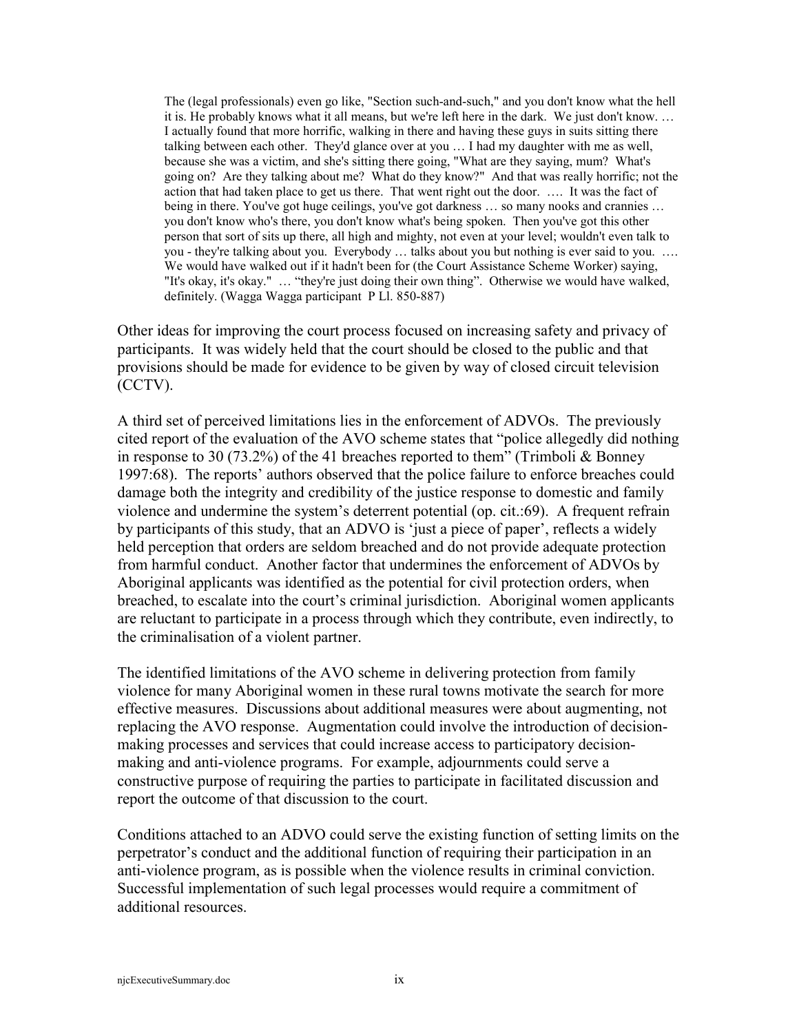> The (legal professionals) even go like, "Section such-and-such," and you don't know what the hell it is. He probably knows what it all means, but we're left here in the dark. We just don't know. … I actually found that more horrific, walking in there and having these guys in suits sitting there talking between each other. They'd glance over at you … I had my daughter with me as well, because she was a victim, and she's sitting there going, "What are they saying, mum? What's going on? Are they talking about me? What do they know?" And that was really horrific; not the action that had taken place to get us there. That went right out the door. …. It was the fact of being in there. You've got huge ceilings, you've got darkness … so many nooks and crannies … you don't know who's there, you don't know what's being spoken. Then you've got this other person that sort of sits up there, all high and mighty, not even at your level; wouldn't even talk to you - they're talking about you. Everybody … talks about you but nothing is ever said to you. …. We would have walked out if it hadn't been for (the Court Assistance Scheme Worker) saying, "It's okay, it's okay." … "they're just doing their own thing". Otherwise we would have walked, definitely. (Wagga Wagga participant P Ll. 850-887)

Other ideas for improving the court process focused on increasing safety and privacy of participants. It was widely held that the court should be closed to the public and that provisions should be made for evidence to be given by way of closed circuit television (CCTV).

A third set of perceived limitations lies in the enforcement of ADVOs. The previously cited report of the evaluation of the AVO scheme states that "police allegedly did nothing in response to 30 (73.2%) of the 41 breaches reported to them" (Trimboli & Bonney 1997:68). The reports' authors observed that the police failure to enforce breaches could damage both the integrity and credibility of the justice response to domestic and family violence and undermine the system's deterrent potential (op. cit.:69). A frequent refrain by participants of this study, that an ADVO is 'just a piece of paper', reflects a widely held perception that orders are seldom breached and do not provide adequate protection from harmful conduct. Another factor that undermines the enforcement of ADVOs by Aboriginal applicants was identified as the potential for civil protection orders, when breached, to escalate into the court's criminal jurisdiction. Aboriginal women applicants are reluctant to participate in a process through which they contribute, even indirectly, to the criminalisation of a violent partner.

The identified limitations of the AVO scheme in delivering protection from family violence for many Aboriginal women in these rural towns motivate the search for more effective measures. Discussions about additional measures were about augmenting, not replacing the AVO response. Augmentation could involve the introduction of decision-making processes and services that could increase access to participatory decision-making and anti-violence programs. For example, adjournments could serve a constructive purpose of requiring the parties to participate in facilitated discussion and report the outcome of that discussion to the court.

Conditions attached to an ADVO could serve the existing function of setting limits on the perpetrator's conduct and the additional function of requiring their participation in an anti-violence program, as is possible when the violence results in criminal conviction. Successful implementation of such legal processes would require a commitment of additional resources.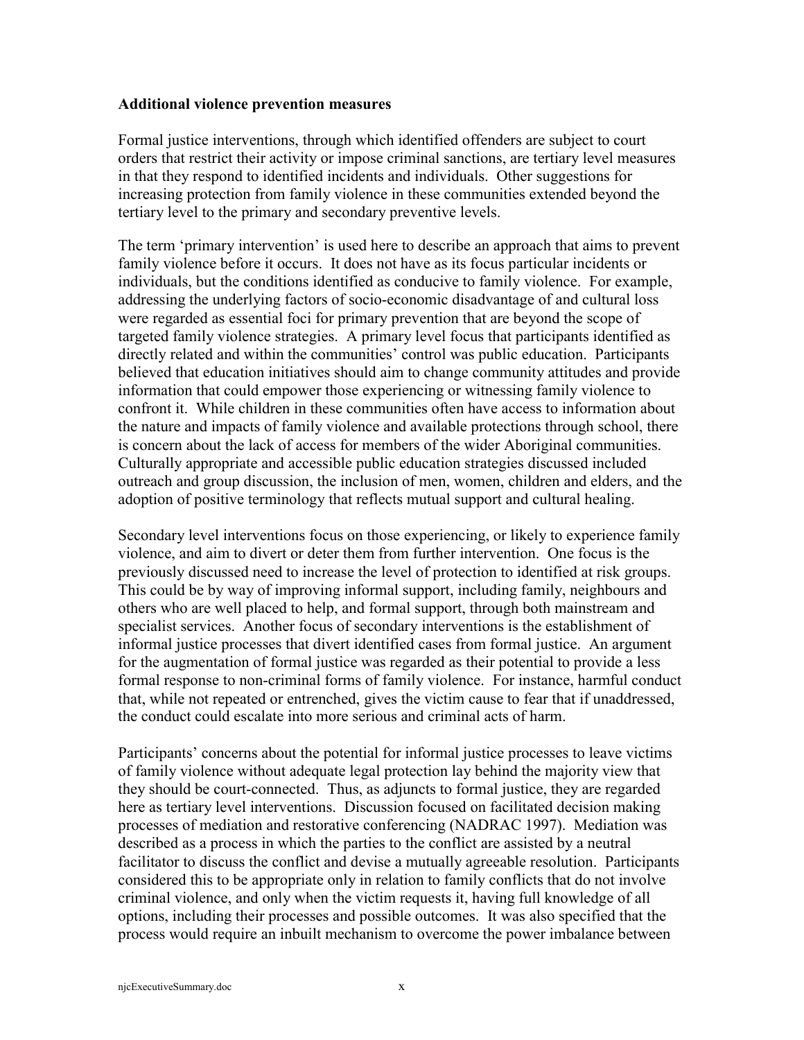**Additional violence prevention measures**

Formal justice interventions, through which identified offenders are subject to court orders that restrict their activity or impose criminal sanctions, are tertiary level measures in that they respond to identified incidents and individuals. Other suggestions for increasing protection from family violence in these communities extended beyond the tertiary level to the primary and secondary preventive levels.

The term 'primary intervention' is used here to describe an approach that aims to prevent family violence before it occurs. It does not have as its focus particular incidents or individuals, but the conditions identified as conducive to family violence. For example, addressing the underlying factors of socio-economic disadvantage of and cultural loss were regarded as essential foci for primary prevention that are beyond the scope of targeted family violence strategies. A primary level focus that participants identified as directly related and within the communities' control was public education. Participants believed that education initiatives should aim to change community attitudes and provide information that could empower those experiencing or witnessing family violence to confront it. While children in these communities often have access to information about the nature and impacts of family violence and available protections through school, there is concern about the lack of access for members of the wider Aboriginal communities. Culturally appropriate and accessible public education strategies discussed included outreach and group discussion, the inclusion of men, women, children and elders, and the adoption of positive terminology that reflects mutual support and cultural healing.

Secondary level interventions focus on those experiencing, or likely to experience family violence, and aim to divert or deter them from further intervention. One focus is the previously discussed need to increase the level of protection to identified at risk groups. This could be by way of improving informal support, including family, neighbours and others who are well placed to help, and formal support, through both mainstream and specialist services. Another focus of secondary interventions is the establishment of informal justice processes that divert identified cases from formal justice. An argument for the augmentation of formal justice was regarded as their potential to provide a less formal response to non-criminal forms of family violence. For instance, harmful conduct that, while not repeated or entrenched, gives the victim cause to fear that if unaddressed, the conduct could escalate into more serious and criminal acts of harm.

Participants' concerns about the potential for informal justice processes to leave victims of family violence without adequate legal protection lay behind the majority view that they should be court-connected. Thus, as adjuncts to formal justice, they are regarded here as tertiary level interventions. Discussion focused on facilitated decision making processes of mediation and restorative conferencing (NADRAC 1997). Mediation was described as a process in which the parties to the conflict are assisted by a neutral facilitator to discuss the conflict and devise a mutually agreeable resolution. Participants considered this to be appropriate only in relation to family conflicts that do not involve criminal violence, and only when the victim requests it, having full knowledge of all options, including their processes and possible outcomes. It was also specified that the process would require an inbuilt mechanism to overcome the power imbalance between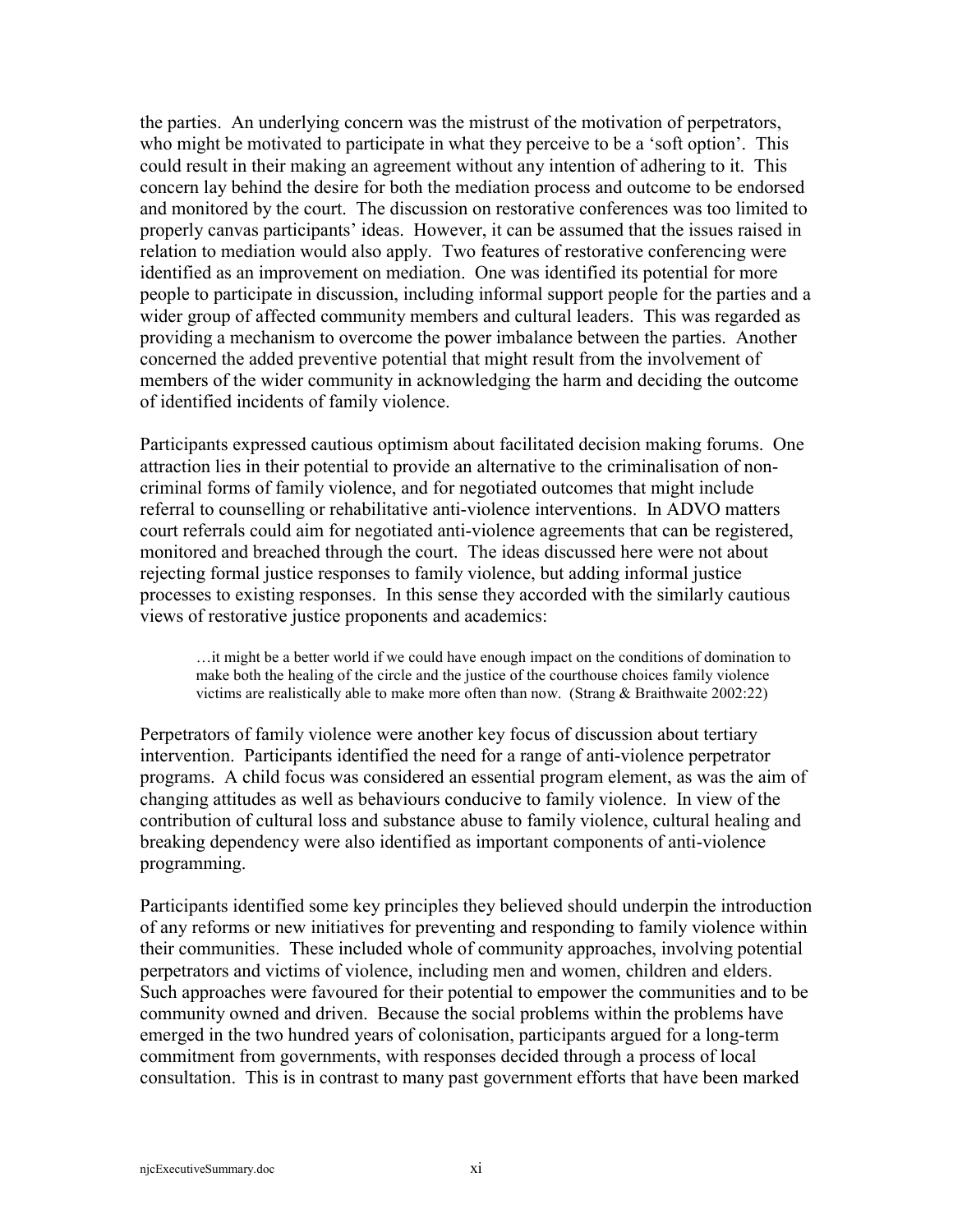the parties. An underlying concern was the mistrust of the motivation of perpetrators, who might be motivated to participate in what they perceive to be a 'soft option'. This could result in their making an agreement without any intention of adhering to it. This concern lay behind the desire for both the mediation process and outcome to be endorsed and monitored by the court. The discussion on restorative conferences was too limited to properly canvas participants' ideas. However, it can be assumed that the issues raised in relation to mediation would also apply. Two features of restorative conferencing were identified as an improvement on mediation. One was identified its potential for more people to participate in discussion, including informal support people for the parties and a wider group of affected community members and cultural leaders. This was regarded as providing a mechanism to overcome the power imbalance between the parties. Another concerned the added preventive potential that might result from the involvement of members of the wider community in acknowledging the harm and deciding the outcome of identified incidents of family violence.

Participants expressed cautious optimism about facilitated decision making forums. One attraction lies in their potential to provide an alternative to the criminalisation of non-criminal forms of family violence, and for negotiated outcomes that might include referral to counselling or rehabilitative anti-violence interventions. In ADVO matters court referrals could aim for negotiated anti-violence agreements that can be registered, monitored and breached through the court. The ideas discussed here were not about rejecting formal justice responses to family violence, but adding informal justice processes to existing responses. In this sense they accorded with the similarly cautious views of restorative justice proponents and academics:

> …it might be a better world if we could have enough impact on the conditions of domination to make both the healing of the circle and the justice of the courthouse choices family violence victims are realistically able to make more often than now. (Strang & Braithwaite 2002:22)

Perpetrators of family violence were another key focus of discussion about tertiary intervention. Participants identified the need for a range of anti-violence perpetrator programs. A child focus was considered an essential program element, as was the aim of changing attitudes as well as behaviours conducive to family violence. In view of the contribution of cultural loss and substance abuse to family violence, cultural healing and breaking dependency were also identified as important components of anti-violence programming.

Participants identified some key principles they believed should underpin the introduction of any reforms or new initiatives for preventing and responding to family violence within their communities. These included whole of community approaches, involving potential perpetrators and victims of violence, including men and women, children and elders. Such approaches were favoured for their potential to empower the communities and to be community owned and driven. Because the social problems within the problems have emerged in the two hundred years of colonisation, participants argued for a long-term commitment from governments, with responses decided through a process of local consultation. This is in contrast to many past government efforts that have been marked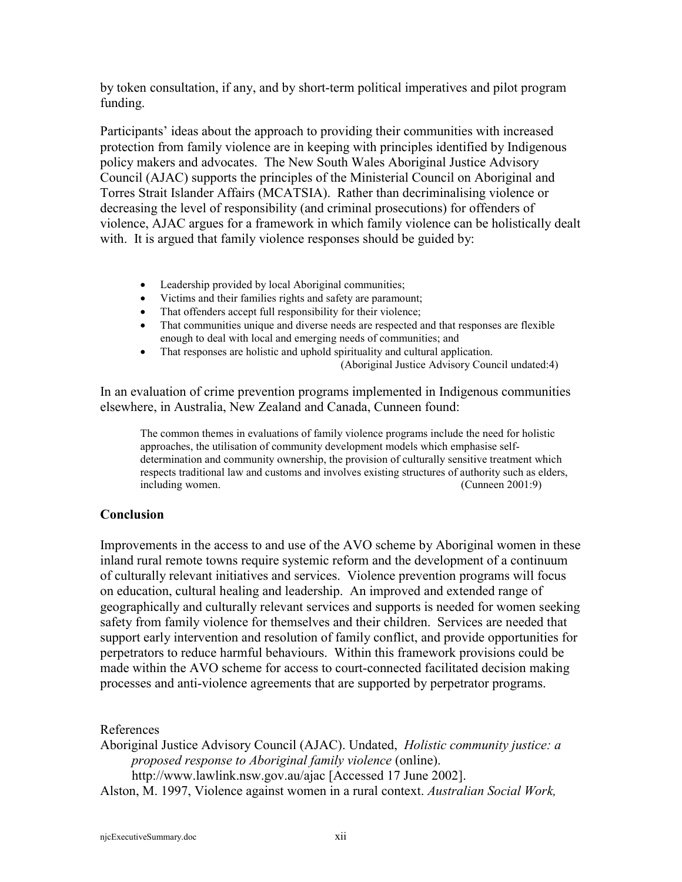by token consultation, if any, and by short-term political imperatives and pilot program funding.

Participants' ideas about the approach to providing their communities with increased protection from family violence are in keeping with principles identified by Indigenous policy makers and advocates. The New South Wales Aboriginal Justice Advisory Council (AJAC) supports the principles of the Ministerial Council on Aboriginal and Torres Strait Islander Affairs (MCATSIA). Rather than decriminalising violence or decreasing the level of responsibility (and criminal prosecutions) for offenders of violence, AJAC argues for a framework in which family violence can be holistically dealt with. It is argued that family violence responses should be guided by:

> - Leadership provided by local Aboriginal communities;
> - Victims and their families rights and safety are paramount;
> - That offenders accept full responsibility for their violence;
> - That communities unique and diverse needs are respected and that responses are flexible enough to deal with local and emerging needs of communities; and
> - That responses are holistic and uphold spirituality and cultural application.
>
> (Aboriginal Justice Advisory Council undated:4)

In an evaluation of crime prevention programs implemented in Indigenous communities elsewhere, in Australia, New Zealand and Canada, Cunneen found:

> The common themes in evaluations of family violence programs include the need for holistic approaches, the utilisation of community development models which emphasise self-determination and community ownership, the provision of culturally sensitive treatment which respects traditional law and customs and involves existing structures of authority such as elders, including women. (Cunneen 2001:9)

## Conclusion

Improvements in the access to and use of the AVO scheme by Aboriginal women in these inland rural remote towns require systemic reform and the development of a continuum of culturally relevant initiatives and services. Violence prevention programs will focus on education, cultural healing and leadership. An improved and extended range of geographically and culturally relevant services and supports is needed for women seeking safety from family violence for themselves and their children. Services are needed that support early intervention and resolution of family conflict, and provide opportunities for perpetrators to reduce harmful behaviours. Within this framework provisions could be made within the AVO scheme for access to court-connected facilitated decision making processes and anti-violence agreements that are supported by perpetrator programs.

References

Aboriginal Justice Advisory Council (AJAC). Undated, *Holistic community justice: a proposed response to Aboriginal family violence* (online). http://www.lawlink.nsw.gov.au/ajac [Accessed 17 June 2002].

Alston, M. 1997, Violence against women in a rural context. *Australian Social Work,*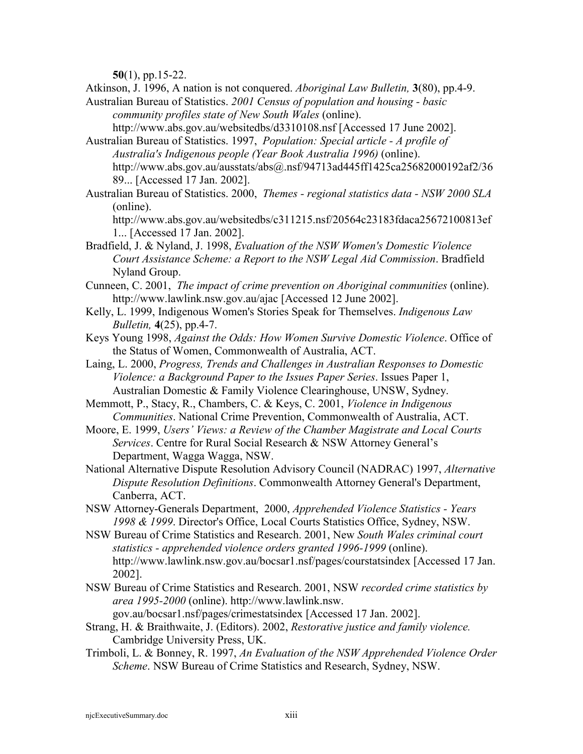**50**(1), pp.15-22.

Atkinson, J. 1996, A nation is not conquered. *Aboriginal Law Bulletin,* **3**(80), pp.4-9.

Australian Bureau of Statistics. *2001 Census of population and housing - basic community profiles state of New South Wales* (online). http://www.abs.gov.au/websitedbs/d3310108.nsf [Accessed 17 June 2002].

Australian Bureau of Statistics. 1997, *Population: Special article - A profile of Australia's Indigenous people (Year Book Australia 1996)* (online). http://www.abs.gov.au/ausstats/abs@.nsf/94713ad445ff1425ca25682000192af2/3689... [Accessed 17 Jan. 2002].

Australian Bureau of Statistics. 2000, *Themes - regional statistics data - NSW 2000 SLA* (online). http://www.abs.gov.au/websitedbs/c311215.nsf/20564c23183fdaca25672100813ef1... [Accessed 17 Jan. 2002].

Bradfield, J. & Nyland, J. 1998, *Evaluation of the NSW Women's Domestic Violence Court Assistance Scheme: a Report to the NSW Legal Aid Commission*. Bradfield Nyland Group.

Cunneen, C. 2001, *The impact of crime prevention on Aboriginal communities* (online). http://www.lawlink.nsw.gov.au/ajac [Accessed 12 June 2002].

Kelly, L. 1999, Indigenous Women's Stories Speak for Themselves. *Indigenous Law Bulletin,* **4**(25), pp.4-7.

Keys Young 1998, *Against the Odds: How Women Survive Domestic Violence*. Office of the Status of Women, Commonwealth of Australia, ACT.

Laing, L. 2000, *Progress, Trends and Challenges in Australian Responses to Domestic Violence: a Background Paper to the Issues Paper Series*. Issues Paper 1, Australian Domestic & Family Violence Clearinghouse, UNSW, Sydney.

Memmott, P., Stacy, R., Chambers, C. & Keys, C. 2001, *Violence in Indigenous Communities*. National Crime Prevention, Commonwealth of Australia, ACT.

Moore, E. 1999, *Users' Views: a Review of the Chamber Magistrate and Local Courts Services*. Centre for Rural Social Research & NSW Attorney General's Department, Wagga Wagga, NSW.

National Alternative Dispute Resolution Advisory Council (NADRAC) 1997, *Alternative Dispute Resolution Definitions*. Commonwealth Attorney General's Department, Canberra, ACT.

NSW Attorney-Generals Department, 2000, *Apprehended Violence Statistics - Years 1998 & 1999*. Director's Office, Local Courts Statistics Office, Sydney, NSW.

NSW Bureau of Crime Statistics and Research. 2001, New *South Wales criminal court statistics - apprehended violence orders granted 1996-1999* (online). http://www.lawlink.nsw.gov.au/bocsar1.nsf/pages/courstatsindex [Accessed 17 Jan. 2002].

NSW Bureau of Crime Statistics and Research. 2001, NSW *recorded crime statistics by area 1995-2000* (online). http://www.lawlink.nsw.gov.au/bocsar1.nsf/pages/crimestatsindex [Accessed 17 Jan. 2002].

Strang, H. & Braithwaite, J. (Editors). 2002, *Restorative justice and family violence.* Cambridge University Press, UK.

Trimboli, L. & Bonney, R. 1997, *An Evaluation of the NSW Apprehended Violence Order Scheme*. NSW Bureau of Crime Statistics and Research, Sydney, NSW.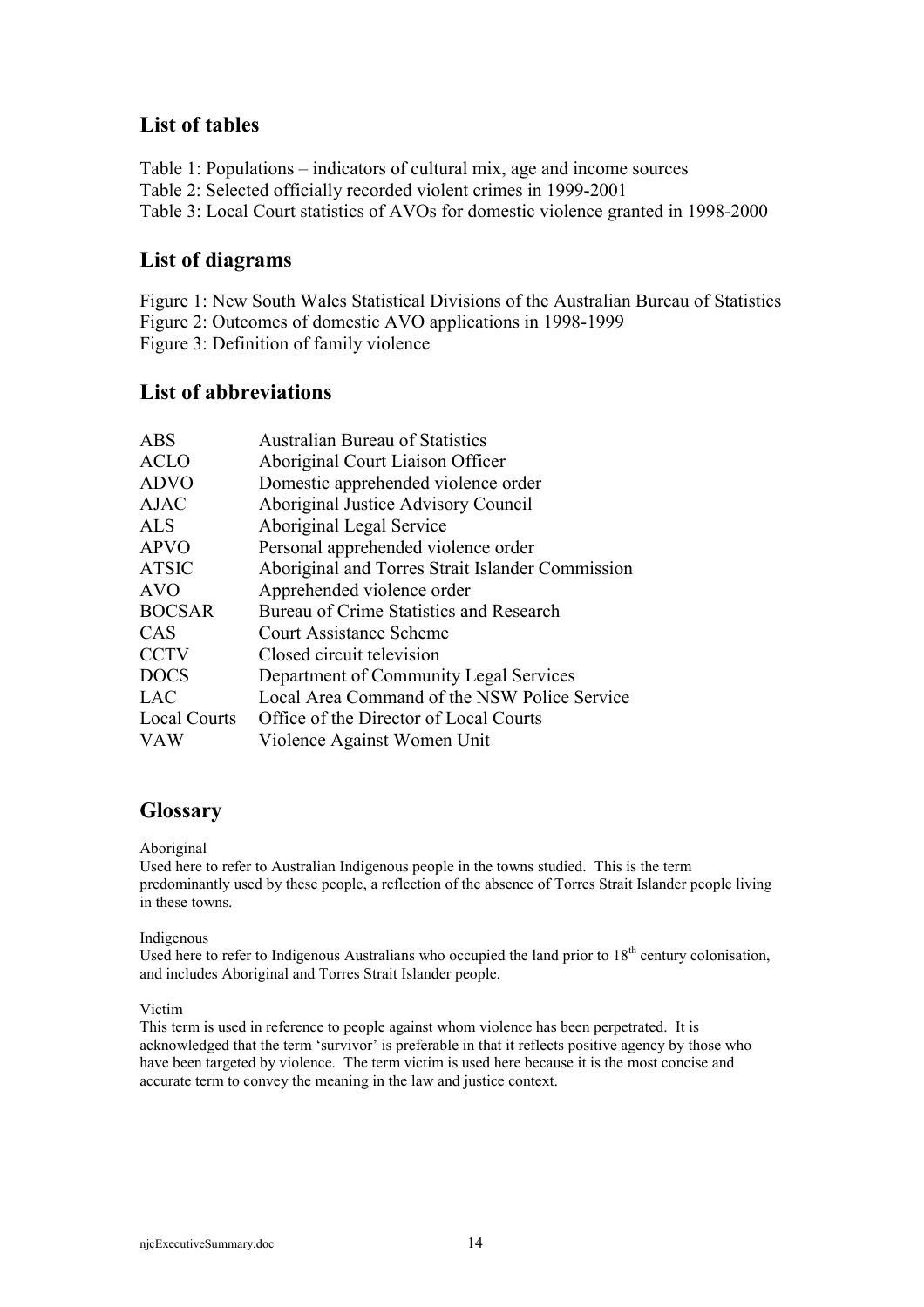## List of tables

Table 1: Populations – indicators of cultural mix, age and income sources
Table 2: Selected officially recorded violent crimes in 1999-2001
Table 3: Local Court statistics of AVOs for domestic violence granted in 1998-2000

## List of diagrams

Figure 1: New South Wales Statistical Divisions of the Australian Bureau of Statistics
Figure 2: Outcomes of domestic AVO applications in 1998-1999
Figure 3: Definition of family violence

## List of abbreviations

| | |
|---|---|
| ABS | Australian Bureau of Statistics |
| ACLO | Aboriginal Court Liaison Officer |
| ADVO | Domestic apprehended violence order |
| AJAC | Aboriginal Justice Advisory Council |
| ALS | Aboriginal Legal Service |
| APVO | Personal apprehended violence order |
| ATSIC | Aboriginal and Torres Strait Islander Commission |
| AVO | Apprehended violence order |
| BOCSAR | Bureau of Crime Statistics and Research |
| CAS | Court Assistance Scheme |
| CCTV | Closed circuit television |
| DOCS | Department of Community Legal Services |
| LAC | Local Area Command of the NSW Police Service |
| Local Courts | Office of the Director of Local Courts |
| VAW | Violence Against Women Unit |

## Glossary

Aboriginal
Used here to refer to Australian Indigenous people in the towns studied. This is the term predominantly used by these people, a reflection of the absence of Torres Strait Islander people living in these towns.

Indigenous
Used here to refer to Indigenous Australians who occupied the land prior to 18th century colonisation, and includes Aboriginal and Torres Strait Islander people.

Victim
This term is used in reference to people against whom violence has been perpetrated. It is acknowledged that the term 'survivor' is preferable in that it reflects positive agency by those who have been targeted by violence. The term victim is used here because it is the most concise and accurate term to convey the meaning in the law and justice context.